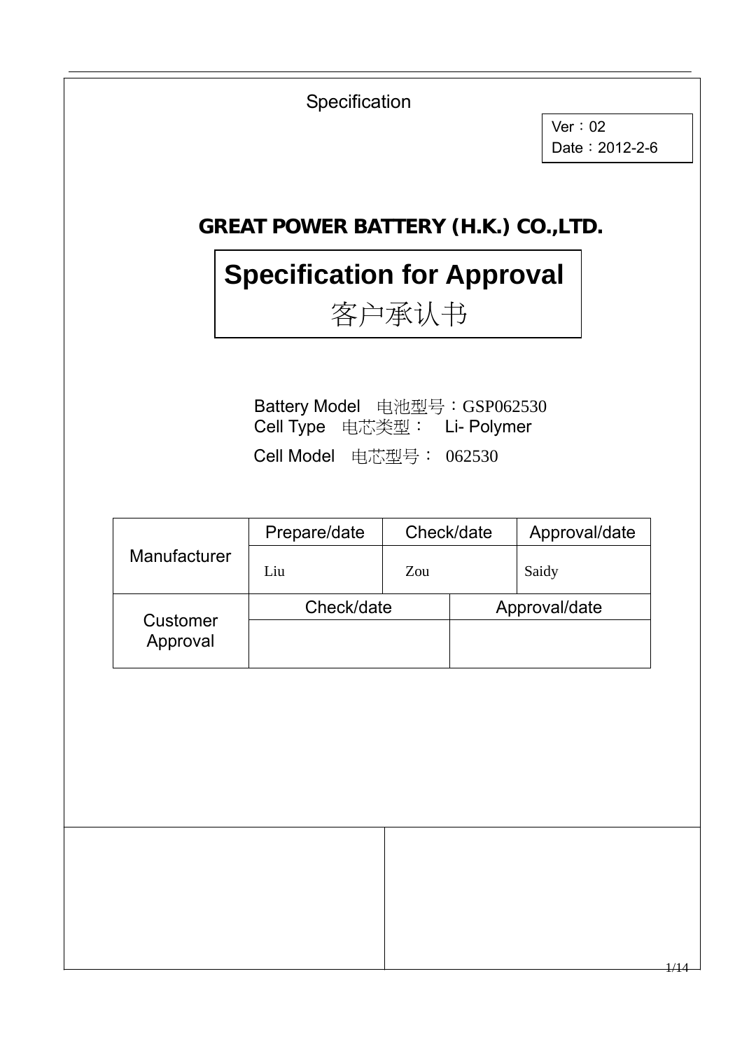Specification

Ver：02
Date：2012-2-6

# GREAT POWER BATTERY (H.K.) CO.,LTD.

## Specification for Approval
## 客户承认书

Battery Model　电池型号：GSP062530
Cell Type　电芯类型：　Li- Polymer
Cell Model　电芯型号：  062530

| Manufacturer | Prepare/date | Check/date | Approval/date |
|---|---|---|---|
| | Liu | Zou | Saidy |

| Customer Approval | Check/date | Approval/date |
|---|---|---|
| | | |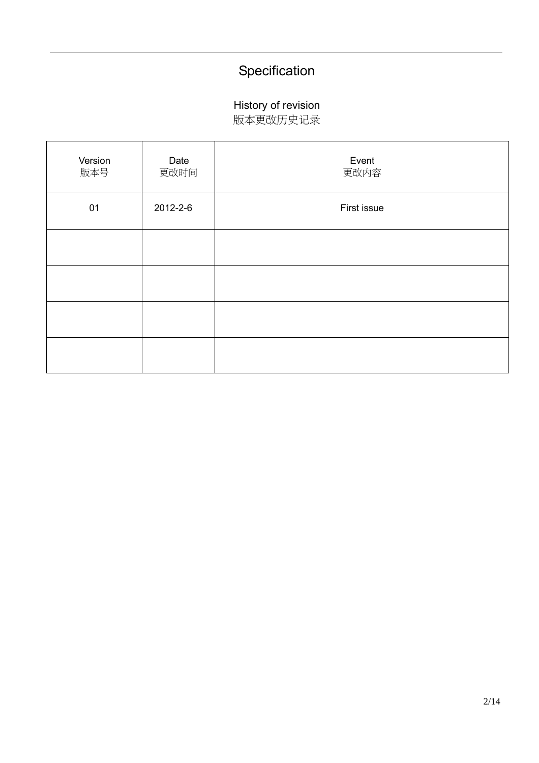# Specification

## History of revision
## 版本更改历史记录

| Version<br>版本号 | Date<br>更改时间 | Event<br>更改内容 |
|---|---|---|
| 01 | 2012-2-6 | First issue |
| | | |
| | | |
| | | |
| | | |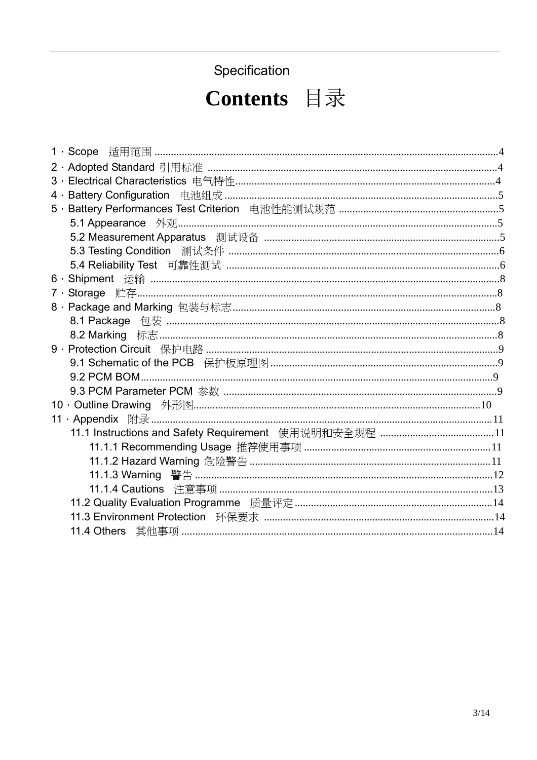Specification

# Contents 目录

1．Scope 适用范围 ....................................................................................................................4

2．Adopted Standard 引用标准 ....................................................................................................4

3．Electrical Characteristics 电气特性..........................................................................................4

4．Battery Configuration 电池组成 ...............................................................................................5

5．Battery Performances Test Criterion 电池性能测试规范 .......................................................5

- 5.1 Appearance 外观...........................................................................................................5
- 5.2 Measurement Apparatus 测试设备 ..................................................................................5
- 5.3 Testing Condition 测试条件 ............................................................................................6
- 5.4 Reliability Test 可靠性测试 .............................................................................................6

6．Shipment 运输 .........................................................................................................................8

7．Storage 贮存............................................................................................................................8

8．Package and Marking 包装与标志...........................................................................................8

- 8.1 Package 包装 .................................................................................................................8
- 8.2 Marking 标志...................................................................................................................8

9．Protection Circuit 保护电路 .....................................................................................................9

- 9.1 Schematic of the PCB 保护板原理图.................................................................................9
- 9.2 PCM BOM........................................................................................................................9
- 9.3 PCM Parameter PCM 参数 ...............................................................................................9

10．Outline Drawing 外形图.........................................................................................................10

11．Appendix 附录 .......................................................................................................................11

- 11.1 Instructions and Safety Requirement 使用说明和安全规程 .............................................11
  - 11.1.1 Recommending Usage 推荐使用事项 ..........................................................................11
  - 11.1.2 Hazard Warning 危险警告 ............................................................................................11
  - 11.1.3 Warning 警告 ...............................................................................................................12
  - 11.1.4 Cautions 注意事项 .......................................................................................................13
- 11.2 Quality Evaluation Programme 质量评定 .........................................................................14
- 11.3 Environment Protection 环保要求 ....................................................................................14
- 11.4 Others 其他事项 ..............................................................................................................14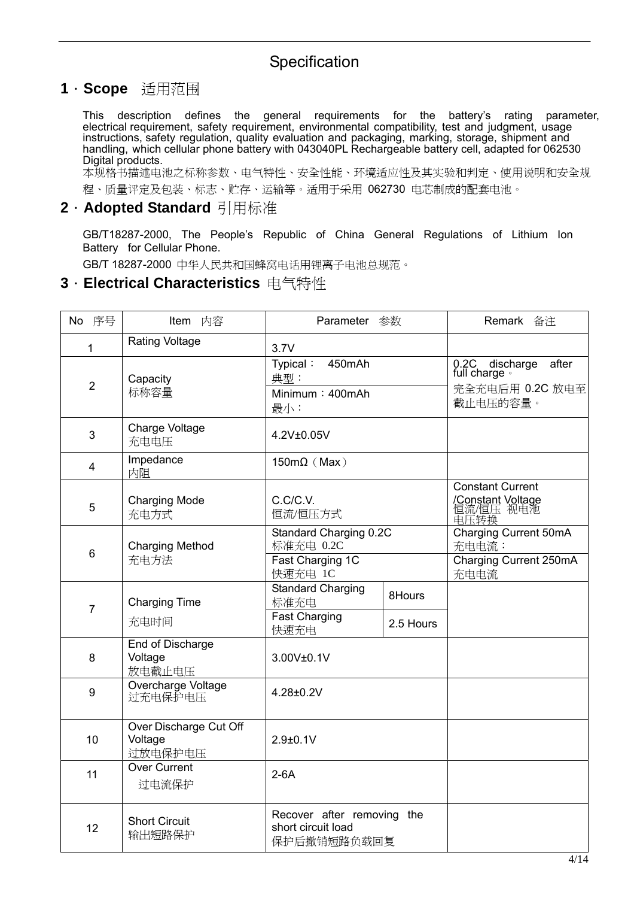# Specification

## 1 · Scope 适用范围

This description defines the general requirements for the battery's rating parameter, electrical requirement, safety requirement, environmental compatibility, test and judgment, usage instructions, safety regulation, quality evaluation and packaging, marking, storage, shipment and handling, which cellular phone battery with 043040PL Rechargeable battery cell, adapted for 062530 Digital products.

本规格书描述电池之标称参数、电气特性、安全性能、环境适应性及其实验和判定、使用说明和安全规程、质量评定及包装、标志、贮存、运输等。适用于采用 062730 电芯制成的配套电池。

## 2 · Adopted Standard 引用标准

GB/T18287-2000, The People's Republic of China General Regulations of Lithium Ion Battery for Cellular Phone.

GB/T 18287-2000 中华人民共和国蜂窝电话用锂离子电池总规范。

## 3 · Electrical Characteristics 电气特性

| No 序号 | Item 内容 | Parameter 参数 | | Remark 备注 |
|---|---|---|---|---|
| 1 | Rating Voltage | 3.7V | | |
| 2 | Capacity 标称容量 | Typical： 450mAh 典型： | | 0.2C discharge after full charge。 完全充电后用 0.2C 放电至截止电压的容量。 |
| | | Minimum：400mAh 最小： | | |
| 3 | Charge Voltage 充电电压 | 4.2V±0.05V | | |
| 4 | Impedance 内阻 | 150mΩ（Max） | | |
| 5 | Charging Mode 充电方式 | C.C/C.V. 恒流/恒压方式 | | Constant Current /Constant Voltage 恒流/恒压 视电池电压转换 |
| 6 | Charging Method 充电方法 | Standard Charging 0.2C 标准充电 0.2C | | Charging Current 50mA 充电电流： |
| | | Fast Charging 1C 快速充电 1C | | Charging Current 250mA 充电电流 |
| 7 | Charging Time 充电时间 | Standard Charging 标准充电 | 8Hours | |
| | | Fast Charging 快速充电 | 2.5 Hours | |
| 8 | End of Discharge Voltage 放电截止电压 | 3.00V±0.1V | | |
| 9 | Overcharge Voltage 过充电保护电压 | 4.28±0.2V | | |
| 10 | Over Discharge Cut Off Voltage 过放电保护电压 | 2.9±0.1V | | |
| 11 | Over Current 过电流保护 | 2-6A | | |
| 12 | Short Circuit 输出短路保护 | Recover after removing the short circuit load 保护后撤销短路负载回复 | | |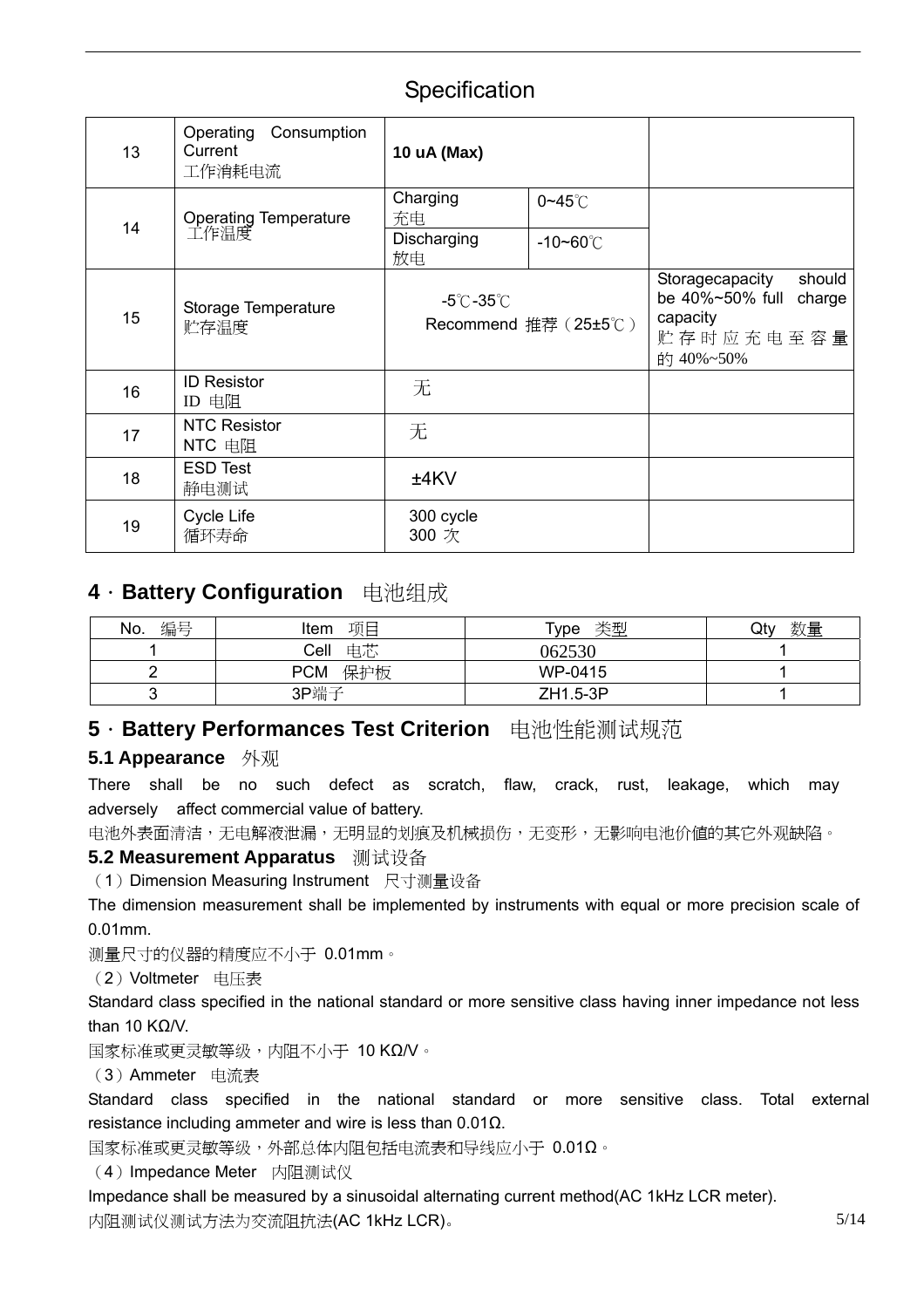## Specification

| 13 | Operating Consumption Current<br>工作消耗电流 | **10 uA (Max)** | | |
|---|---|---|---|---|
| 14 | Operating Temperature<br>工作温度 | Charging<br>充电 | 0~45℃ | |
| | | Discharging<br>放电 | -10~60℃ | |
| 15 | Storage Temperature<br>贮存温度 | -5℃-35℃<br>Recommend 推荐（25±5℃） | | Storagecapacity should be 40%~50% full charge capacity<br>贮存时应充电至容量的 40%~50% |
| 16 | ID Resistor<br>ID 电阻 | 无 | | |
| 17 | NTC Resistor<br>NTC 电阻 | 无 | | |
| 18 | ESD Test<br>静电测试 | ±4KV | | |
| 19 | Cycle Life<br>循环寿命 | 300 cycle<br>300 次 | | |

## 4．Battery Configuration 电池组成

| No. 编号 | Item 项目 | Type 类型 | Qty 数量 |
|---|---|---|---|
| 1 | Cell 电芯 | 062530 | 1 |
| 2 | PCM 保护板 | WP-0415 | 1 |
| 3 | 3P端子 | ZH1.5-3P | 1 |

## 5．Battery Performances Test Criterion 电池性能测试规范

### 5.1 Appearance 外观

There shall be no such defect as scratch, flaw, crack, rust, leakage, which may adversely affect commercial value of battery.

电池外表面清洁，无电解液泄漏，无明显的划痕及机械损伤，无变形，无影响电池价值的其它外观缺陷。

### 5.2 Measurement Apparatus 测试设备

（1）Dimension Measuring Instrument 尺寸测量设备

The dimension measurement shall be implemented by instruments with equal or more precision scale of 0.01mm.

测量尺寸的仪器的精度应不小于 0.01mm。

（2）Voltmeter 电压表

Standard class specified in the national standard or more sensitive class having inner impedance not less than 10 KΩ/V.

国家标准或更灵敏等级，内阻不小于 10 KΩ/V。

（3）Ammeter 电流表

Standard class specified in the national standard or more sensitive class. Total external resistance including ammeter and wire is less than 0.01Ω.

国家标准或更灵敏等级，外部总体内阻包括电流表和导线应小于 0.01Ω。

（4）Impedance Meter 内阻测试仪

Impedance shall be measured by a sinusoidal alternating current method(AC 1kHz LCR meter).

内阻测试仪测试方法为交流阻抗法(AC 1kHz LCR)。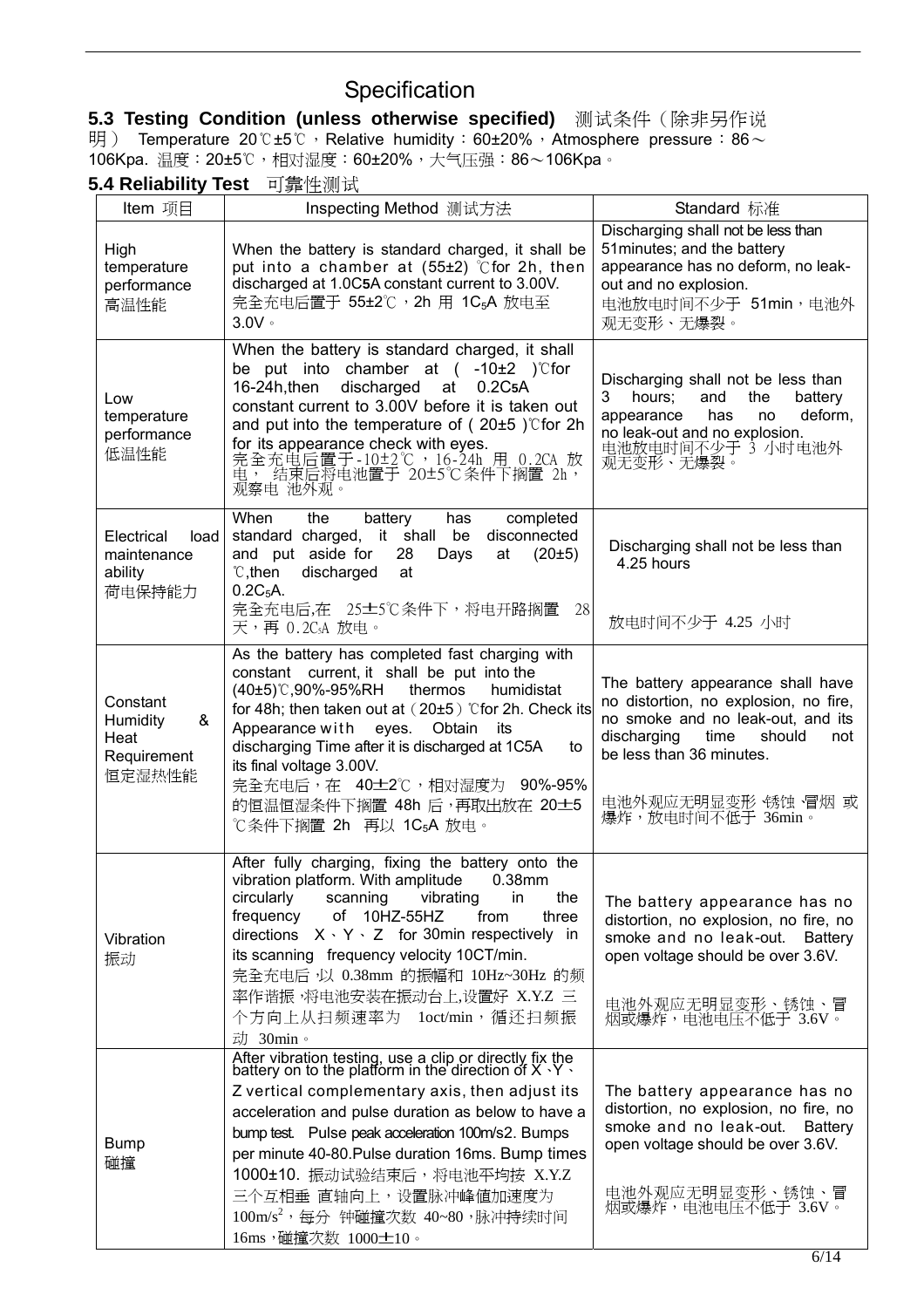# Specification

**5.3 Testing Condition (unless otherwise specified)** 测试条件（除非另作说明） Temperature 20℃±5℃，Relative humidity：60±20%，Atmosphere pressure：86～106Kpa. 温度：20±5℃，相对湿度：60±20%，大气压强：86～106Kpa。

**5.4 Reliability Test** 可靠性测试

| Item 项目 | Inspecting Method 测试方法 | Standard 标准 |
|---|---|---|
| High temperature performance 高温性能 | When the battery is standard charged, it shall be put into a chamber at (55±2) ℃for 2h, then discharged at 1.0$C_5$A constant current to 3.00V. 完全充电后置于 55±2℃，2h 用 1$C_5$A 放电至 3.0V。 | Discharging shall not be less than 51minutes; and the battery appearance has no deform, no leak-out and no explosion. 电池放电时间不少于 51min，电池外观无变形、无爆裂。 |
| Low temperature performance 低温性能 | When the battery is standard charged, it shall be put into chamber at ( -10±2 )℃for 16-24h,then discharged at 0.2$C_5$A constant current to 3.00V before it is taken out and put into the temperature of ( 20±5 )℃for 2h for its appearance check with eyes. 完全充电后置于-10±2℃，16-24h 用 0.2CA 放电，结束后将电池置于 20±5℃条件下搁置 2h，观察电池外观。 | Discharging shall not be less than 3 hours; and the battery appearance has no deform, no leak-out and no explosion. 电池放电时间不少于 3 小时电池外观无变形、无爆裂。 |
| Electrical load maintenance ability 荷电保持能力 | When the battery has completed standard charged, it shall be disconnected and put aside for 28 Days at (20±5) ℃,then discharged at 0.2$C_5$A. 完全充电后,在 25±5℃条件下，将电开路搁置 28 天，再 0.2$C_5$A 放电。 | Discharging shall not be less than 4.25 hours 放电时间不少于 4.25 小时 |
| Constant Humidity & Heat Requirement 恒定湿热性能 | As the battery has completed fast charging with constant current, it shall be put into the (40±5)℃,90%-95%RH thermos humidistat for 48h; then taken out at（20±5）℃for 2h. Check its Appearance with eyes. Obtain its discharging Time after it is discharged at 1C5A to its final voltage 3.00V. 完全充电后，在 40±2℃，相对湿度为 90%-95%的恒温恒湿条件下搁置 48h 后，再取出放在 20±5℃条件下搁置 2h 再以 1$C_5$A 放电。 | The battery appearance shall have no distortion, no explosion, no fire, no smoke and no leak-out, and its discharging time should not be less than 36 minutes. 电池外观应无明显变形、锈蚀、冒烟或爆炸，放电时间不低于 36min。 |
| Vibration 振动 | After fully charging, fixing the battery onto the vibration platform. With amplitude 0.38mm circularly scanning vibrating in the frequency of 10HZ-55HZ from three directions X、Y、Z for 30min respectively in its scanning frequency velocity 10CT/min. 完全充电后，以 0.38mm 的振幅和 10Hz~30Hz 的频率作谐振，将电池安装在振动台上,设置好 X.Y.Z 三个方向上从扫频速率为 1oct/min，循还扫频振动 30min。 | The battery appearance has no distortion, no explosion, no fire, no smoke and no leak-out. Battery open voltage should be over 3.6V. 电池外观应无明显变形、锈蚀、冒烟或爆炸，电池电压不低于 3.6V。 |
| Bump 碰撞 | After vibration testing, use a clip or directly fix the battery on to the platform in the direction of X、Y、Z vertical complementary axis, then adjust its acceleration and pulse duration as below to have a bump test. Pulse peak acceleration 100m/s2. Bumps per minute 40-80.Pulse duration 16ms. Bump times 1000±10. 振动试验结束后，将电池平均按 X.Y.Z 三个互相垂直轴向上，设置脉冲峰值加速度为 100m/s$^2$，每分钟碰撞次数 40~80，脉冲持续时间 16ms，碰撞次数 1000±10。 | The battery appearance has no distortion, no explosion, no fire, no smoke and no leak-out. Battery open voltage should be over 3.6V. 电池外观应无明显变形、锈蚀、冒烟或爆炸，电池电压不低于 3.6V。 |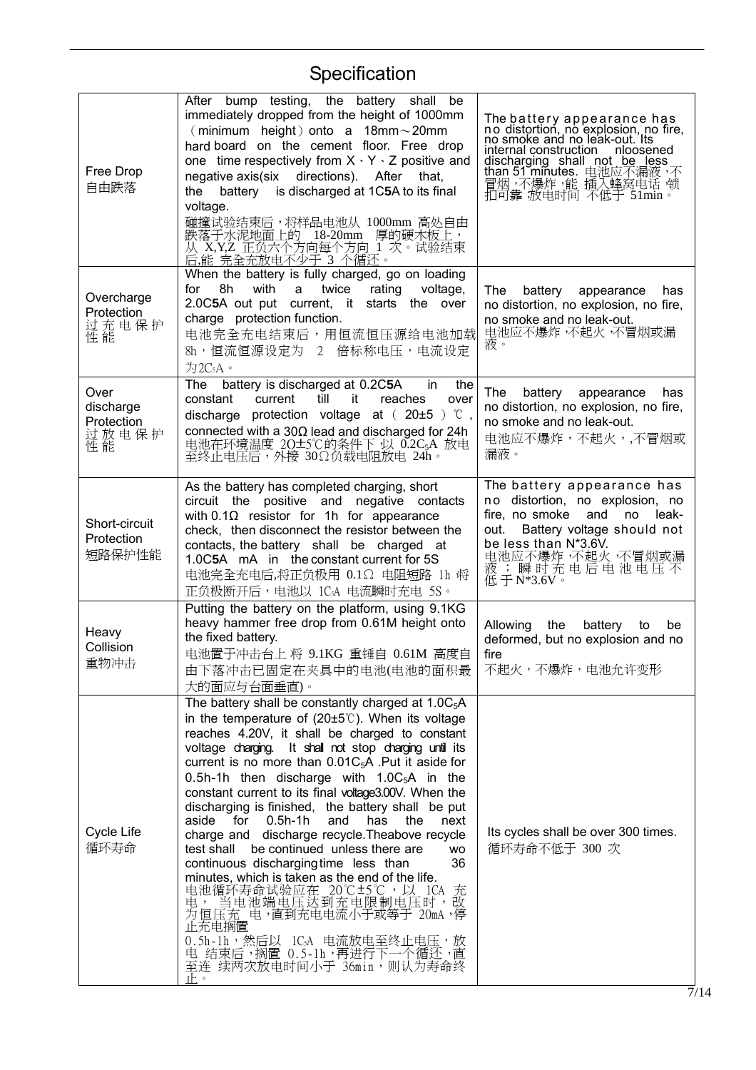# Specification

| | | |
|---|---|---|
| Free Drop<br>自由跌落 | After bump testing, the battery shall be immediately dropped from the height of 1000mm （minimum height）onto a 18mm～20mm hard board on the cement floor. Free drop one time respectively from X、Y、Z positive and negative axis(six directions). After that, the battery is discharged at 1C**5**A to its final voltage.<br>碰撞试验结束后，将样品电池从 1000mm 高处自由跌落于水泥地面上的 18-20mm 厚的硬木板上，从 X,Y,Z 正负六个方向每个方向 1 次。试验结束后,能 完全充放电不少于 3 个循还。 | The battery appearance has no distortion, no explosion, no fire, no smoke and no leak-out. Its internal construction nloosened discharging shall not be less than 51 minutes. 电池应不漏液，不冒烟，不爆炸，能 插入蜂窝电话 锁扣可靠 放电时间 不低于 51min。 |
| Overcharge Protection<br>过充电保护性能 | When the battery is fully charged, go on loading for 8h with a twice rating voltage, 2.0C**5**A out put current, it starts the over charge protection function.<br>电池完全充电结束后，用恒流恒压源给电池加载 8h，恒流恒源设定为 2 倍标称电压，电流设定为$2C_5A$。 | The battery appearance has no distortion, no explosion, no fire, no smoke and no leak-out.<br>电池应不爆炸，不起火，不冒烟或漏液。 |
| Over discharge Protection<br>过放电保护性能 | The battery is discharged at 0.2C**5**A in the constant current till it reaches over discharge protection voltage at（20±5）℃, connected with a 30Ω lead and discharged for 24h<br>电池在环境温度 20±5℃的条件下 以 $0.2C_5A$ 放电至终止电压后，外接 30Ω负载电阻放电 24h。 | The battery appearance has no distortion, no explosion, no fire, no smoke and no leak-out.<br>电池应不爆炸，不起火，,不冒烟或漏液。 |
| Short-circuit Protection<br>短路保护性能 | As the battery has completed charging, short circuit the positive and negative contacts with 0.1Ω resistor for 1h for appearance check, then disconnect the resistor between the contacts, the battery shall be charged at 1.0C**5**A mA in the constant current for 5S<br>电池完全充电后,将正负极用 0.1Ω 电阻短路 1h 将正负极断开后，电池以 $1C_5A$ 电流瞬时充电 5S。 | The battery appearance has no distortion, no explosion, no fire, no smoke and no leak-out. Battery voltage should not be less than N*3.6V.<br>电池应不爆炸，不起火，不冒烟或漏液；瞬时充电后电池电压不低于 N*3.6V。 |
| Heavy Collision<br>重物冲击 | Putting the battery on the platform, using 9.1KG heavy hammer free drop from 0.61M height onto the fixed battery.<br>电池置于冲击台上 将 9.1KG 重锤自 0.61M 高度自由下落冲击已固定在夹具中的电池(电池的面积最大的面应与台面垂直)。 | Allowing the battery to be deformed, but no explosion and no fire<br>不起火，不爆炸，电池允许变形 |
| Cycle Life<br>循环寿命 | The battery shall be constantly charged at $1.0C_5A$ in the temperature of (20±5℃). When its voltage reaches 4.20V, it shall be charged to constant voltage charging. It shall not stop charging until its current is no more than $0.01C_5A$ .Put it aside for 0.5h-1h then discharge with $1.0C_5A$ in the constant current to its final voltage3.00V. When the discharging is finished, the battery shall be put aside for 0.5h-1h and has the next charge and discharge recycle.Theabove recycle test shall be continued unless there are wo continuous dischargingtime less than 36 minutes, which is taken as the end of the life.<br>电池循环寿命试验应在 20℃±5℃，以 1CA 充电， 当电池端电压达到充电限制电压时，改为恒压充 电，直到充电电流小于或等于 20mA，停止充电搁置<br>0.5h-1h，然后以 $1C_5A$ 电流放电至终止电压，放电 结束后，搁置 0.5-1h，再进行下一个循还，直至连 续两次放电时间小于 36min，则认为寿命终止。 | Its cycles shall be over 300 times.<br>循环寿命不低于 300 次 |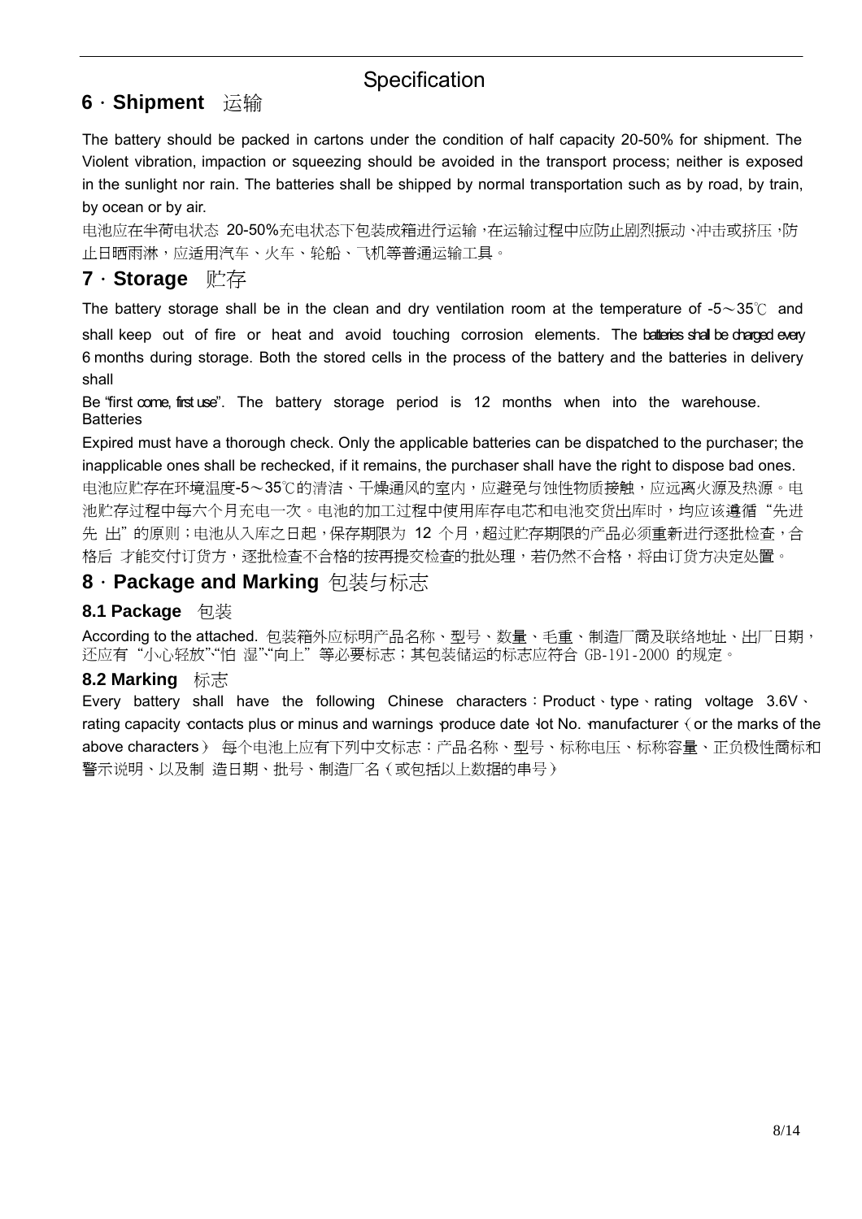## 6．Shipment 运输

The battery should be packed in cartons under the condition of half capacity 20-50% for shipment. The Violent vibration, impaction or squeezing should be avoided in the transport process; neither is exposed in the sunlight nor rain. The batteries shall be shipped by normal transportation such as by road, by train, by ocean or by air.

电池应在半荷电状态 20-50%充电状态下包装成箱进行运输，在运输过程中应防止剧烈振动、冲击或挤压，防止日晒雨淋，应适用汽车、火车、轮船、飞机等普通运输工具。

## 7．Storage 贮存

The battery storage shall be in the clean and dry ventilation room at the temperature of -5～35℃ and shall keep out of fire or heat and avoid touching corrosion elements. The batteries shall be charged every 6 months during storage. Both the stored cells in the process of the battery and the batteries in delivery shall

Be "first come, first use". The battery storage period is 12 months when into the warehouse. Batteries

Expired must have a thorough check. Only the applicable batteries can be dispatched to the purchaser; the inapplicable ones shall be rechecked, if it remains, the purchaser shall have the right to dispose bad ones.

电池应贮存在环境温度-5～35℃的清洁、干燥通风的室内，应避免与蚀性物质接触，应远离火源及热源。电池贮存过程中每六个月充电一次。电池的加工过程中使用库存电芯和电池交货出库时，均应该遵循"先进先 出"的原则；电池从入库之日起，保存期限为 12 个月，超过贮存期限的产品必须重新进行逐批检查，合格后 才能交付订货方，逐批检查不合格的按再提交检查的批处理，若仍然不合格，将由订货方决定处置。

## 8．Package and Marking 包装与标志

### 8.1 Package 包装

According to the attached. 包装箱外应标明产品名称、型号、数量、毛重、制造厂商及联络地址、出厂日期，还应有"小心轻放"、"怕 湿"、"向上"等必要标志；其包装储运的标志应符合 GB-191-2000 的规定。

### 8.2 Marking 标志

Every battery shall have the following Chinese characters：Product、type、rating voltage 3.6V、rating capacity、contacts plus or minus and warnings、produce date、lot No.、manufacturer（or the marks of the above characters） 每个电池上应有下列中文标志：产品名称、型号、标称电压、标称容量、正负极性商标和警示说明、以及制 造日期、批号、制造厂名（或包括以上数据的串号）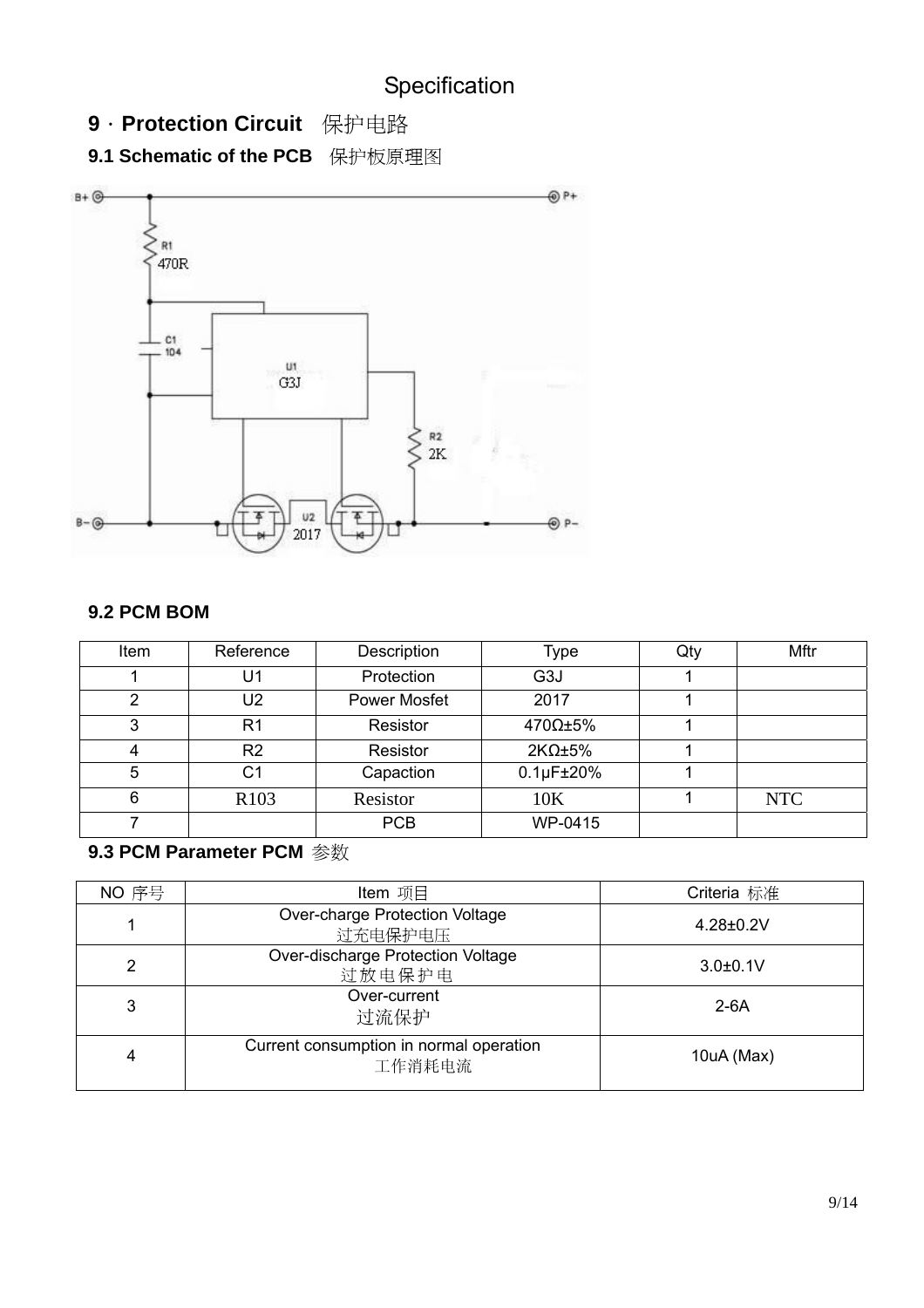# Specification

## 9．Protection Circuit 保护电路

### 9.1 Schematic of the PCB 保护板原理图

### 9.2 PCM BOM

| Item | Reference | Description | Type | Qty | Mftr |
|---|---|---|---|---|---|
| 1 | U1 | Protection | G3J | 1 | |
| 2 | U2 | Power Mosfet | 2017 | 1 | |
| 3 | R1 | Resistor | 470Ω±5% | 1 | |
| 4 | R2 | Resistor | 2KΩ±5% | 1 | |
| 5 | C1 | Capaction | 0.1μF±20% | 1 | |
| 6 | R103 | Resistor | 10K | 1 | NTC |
| 7 | | PCB | WP-0415 | | |

### 9.3 PCM Parameter PCM 参数

| NO 序号 | Item 项目 | Criteria 标准 |
|---|---|---|
| 1 | Over-charge Protection Voltage<br>过充电保护电压 | 4.28±0.2V |
| 2 | Over-discharge Protection Voltage<br>过放电保护电 | 3.0±0.1V |
| 3 | Over-current<br>过流保护 | 2-6A |
| 4 | Current consumption in normal operation<br>工作消耗电流 | 10uA (Max) |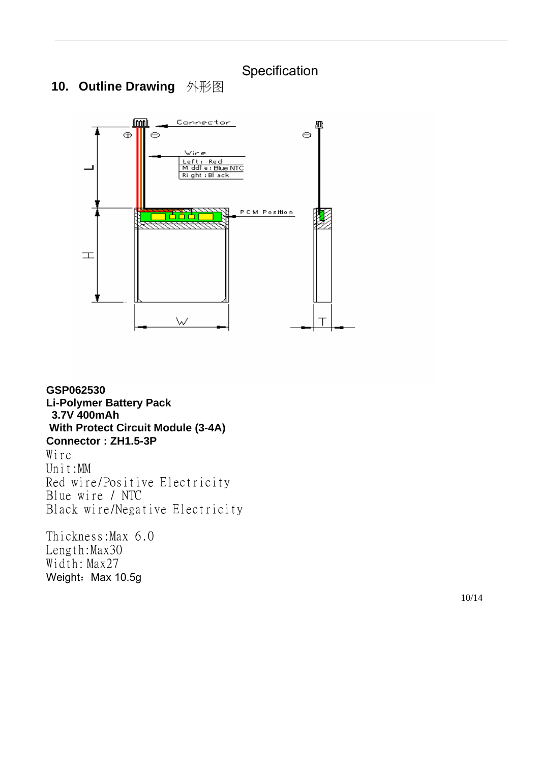Specification

## 10. Outline Drawing 外形图

Connector

Wire
Left: Red
Middle: Blue NTC
Right: Black

PCM Position

L

H

W

T

**GSP062530**
**Li-Polymer Battery Pack**
**3.7V 400mAh**
**With Protect Circuit Module (3-4A)**
**Connector : ZH1.5-3P**

Wire
Unit:MM
Red wire/Positive Electricity
Blue wire / NTC
Black wire/Negative Electricity

Thickness:Max 6.0
Length:Max30
Width: Max27
Weight：Max 10.5g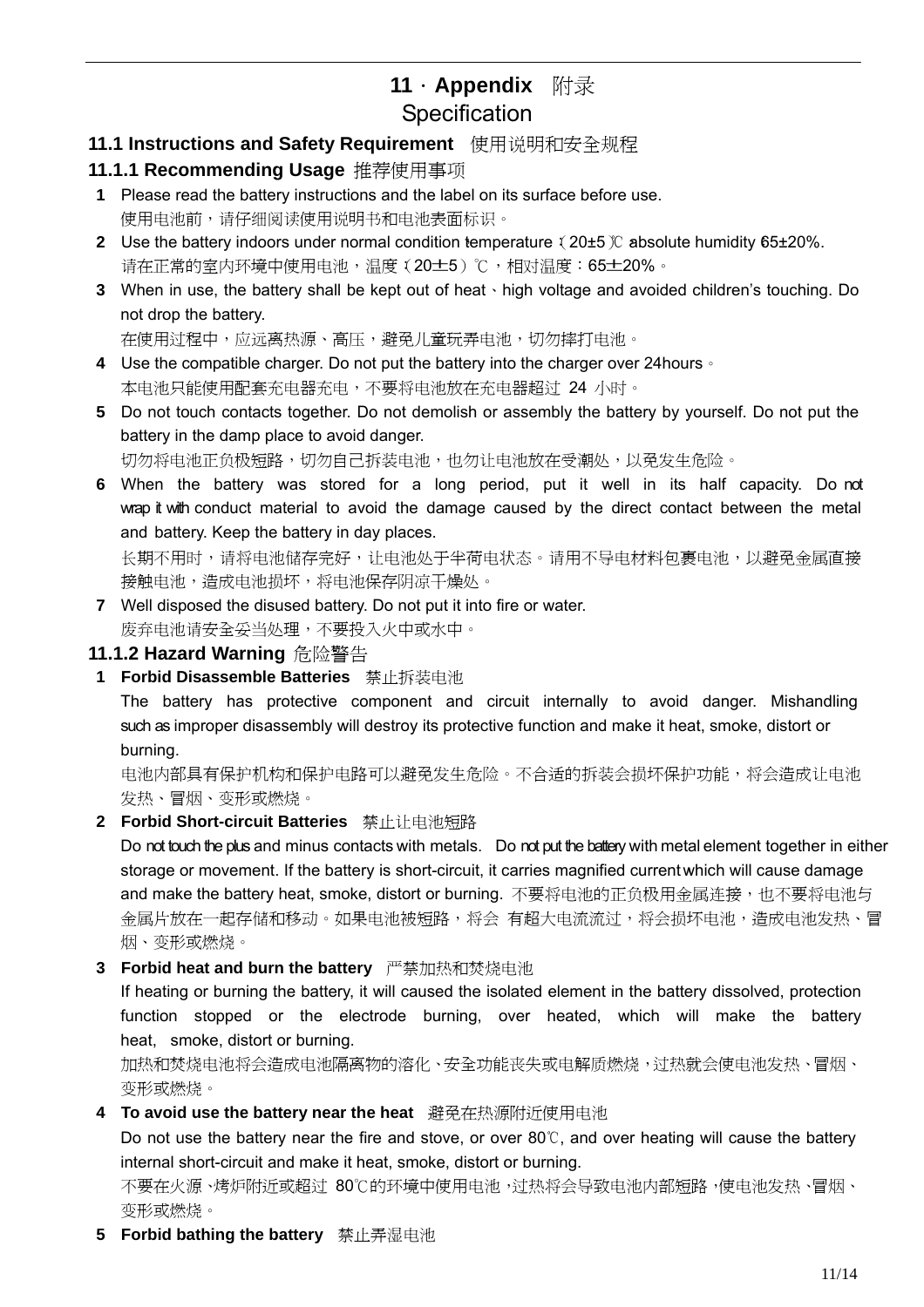# 11 · Appendix 附录

## Specification

### 11.1 Instructions and Safety Requirement 使用说明和安全规程

#### 11.1.1 Recommending Usage 推荐使用事项

1. Please read the battery instructions and the label on its surface before use.
   使用电池前，请仔细阅读使用说明书和电池表面标识。
2. Use the battery indoors under normal condition temperature（20±5）℃ absolute humidity 65±20%.
   请在正常的室内环境中使用电池，温度（20±5）℃，相对湿度：65±20%。
3. When in use, the battery shall be kept out of heat、high voltage and avoided children's touching. Do not drop the battery.
   在使用过程中，应远离热源、高压，避免儿童玩弄电池，切勿摔打电池。
4. Use the compatible charger. Do not put the battery into the charger over 24hours。
   本电池只能使用配套充电器充电，不要将电池放在充电器超过 24 小时。
5. Do not touch contacts together. Do not demolish or assembly the battery by yourself. Do not put the battery in the damp place to avoid danger.
   切勿将电池正负极短路，切勿自己拆装电池，也勿让电池放在受潮处，以免发生危险。
6. When the battery was stored for a long period, put it well in its half capacity. Do not wrap it with conduct material to avoid the damage caused by the direct contact between the metal and battery. Keep the battery in day places.
   长期不用时，请将电池储存完好，让电池处于半荷电状态。请用不导电材料包裹电池，以避免金属直接接触电池，造成电池损坏，将电池保存阴凉干燥处。
7. Well disposed the disused battery. Do not put it into fire or water.
   废弃电池请安全妥当处理，不要投入火中或水中。

#### 11.1.2 Hazard Warning 危险警告

1. **Forbid Disassemble Batteries** 禁止拆装电池

   The battery has protective component and circuit internally to avoid danger. Mishandling such as improper disassembly will destroy its protective function and make it heat, smoke, distort or burning.

   电池内部具有保护机构和保护电路可以避免发生危险。不合适的拆装会损坏保护功能，将会造成让电池发热、冒烟、变形或燃烧。

2. **Forbid Short-circuit Batteries** 禁止让电池短路

   Do not touch the plus and minus contacts with metals. Do not put the battery with metal element together in either storage or movement. If the battery is short-circuit, it carries magnified current which will cause damage and make the battery heat, smoke, distort or burning. 不要将电池的正负极用金属连接，也不要将电池与金属片放在一起存储和移动。如果电池被短路，将会 有超大电流流过，将会损坏电池，造成电池发热、冒烟、变形或燃烧。

3. **Forbid heat and burn the battery** 严禁加热和焚烧电池

   If heating or burning the battery, it will caused the isolated element in the battery dissolved, protection function stopped or the electrode burning, over heated, which will make the battery heat, smoke, distort or burning.

   加热和焚烧电池将会造成电池隔离物的溶化、安全功能丧失或电解质燃烧，过热就会使电池发热、冒烟、变形或燃烧。

4. **To avoid use the battery near the heat** 避免在热源附近使用电池

   Do not use the battery near the fire and stove, or over 80℃, and over heating will cause the battery internal short-circuit and make it heat, smoke, distort or burning.

   不要在火源、烤炉附近或超过 80℃的环境中使用电池，过热将会导致电池内部短路，使电池发热、冒烟、变形或燃烧。

5. **Forbid bathing the battery** 禁止弄湿电池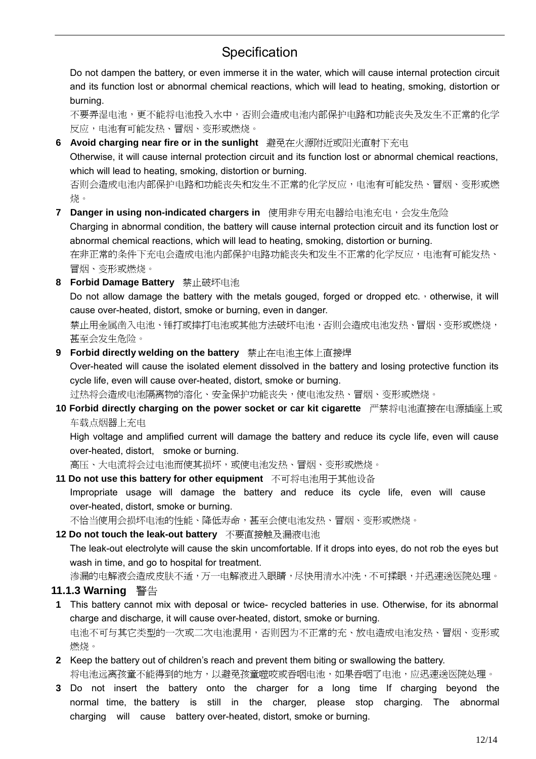Do not dampen the battery, or even immerse it in the water, which will cause internal protection circuit and its function lost or abnormal chemical reactions, which will lead to heating, smoking, distortion or burning.

不要弄湿电池，更不能将电池投入水中，否则会造成电池内部保护电路和功能丧失及发生不正常的化学反应，电池有可能发热、冒烟、变形或燃烧。

**6 Avoid charging near fire or in the sunlight** 避免在火源附近或阳光直射下充电

Otherwise, it will cause internal protection circuit and its function lost or abnormal chemical reactions, which will lead to heating, smoking, distortion or burning.

否则会造成电池内部保护电路和功能丧失和发生不正常的化学反应，电池有可能发热、冒烟、变形或燃烧。

**7 Danger in using non-indicated chargers in** 使用非专用充电器给电池充电，会发生危险

Charging in abnormal condition, the battery will cause internal protection circuit and its function lost or abnormal chemical reactions, which will lead to heating, smoking, distortion or burning.

在非正常的条件下充电会造成电池内部保护电路功能丧失和发生不正常的化学反应，电池有可能发热、冒烟、变形或燃烧。

**8 Forbid Damage Battery** 禁止破坏电池

Do not allow damage the battery with the metals gouged, forged or dropped etc.，otherwise, it will cause over-heated, distort, smoke or burning, even in danger.

禁止用金属凿入电池、锤打或摔打电池或其他方法破坏电池，否则会造成电池发热、冒烟、变形或燃烧，甚至会发生危险。

**9 Forbid directly welding on the battery** 禁止在电池主体上直接焊

Over-heated will cause the isolated element dissolved in the battery and losing protective function its cycle life, even will cause over-heated, distort, smoke or burning.

过热将会造成电池隔离物的溶化、安全保护功能丧失，使电池发热、冒烟、变形或燃烧。

**10 Forbid directly charging on the power socket or car kit cigarette** 严禁将电池直接在电源插座上或车载点烟器上充电

High voltage and amplified current will damage the battery and reduce its cycle life, even will cause over-heated, distort, smoke or burning.

高压、大电流将会过电池而使其损坏，或使电池发热、冒烟、变形或燃烧。

**11 Do not use this battery for other equipment** 不可将电池用于其他设备

Impropriate usage will damage the battery and reduce its cycle life, even will cause over-heated, distort, smoke or burning.

不恰当使用会损坏电池的性能、降低寿命，甚至会使电池发热、冒烟、变形或燃烧。

**12 Do not touch the leak-out battery** 不要直接触及漏液电池

The leak-out electrolyte will cause the skin uncomfortable. If it drops into eyes, do not rob the eyes but wash in time, and go to hospital for treatment.

渗漏的电解液会造成皮肤不适，万一电解液进入眼睛，尽快用清水冲洗，不可揉眼，并迅速送医院处理。

### 11.1.3 Warning 警告

**1** This battery cannot mix with deposal or twice- recycled batteries in use. Otherwise, for its abnormal charge and discharge, it will cause over-heated, distort, smoke or burning.

电池不可与其它类型的一次或二次电池混用，否则因为不正常的充、放电造成电池发热、冒烟、变形或燃烧。

**2** Keep the battery out of children's reach and prevent them biting or swallowing the battery.

将电池远离孩童不能得到的地方，以避免孩童噬咬或吞咽电池，如果吞咽了电池，应迅速送医院处理。

**3** Do not insert the battery onto the charger for a long time If charging beyond the normal time, the battery is still in the charger, please stop charging. The abnormal charging will cause battery over-heated, distort, smoke or burning.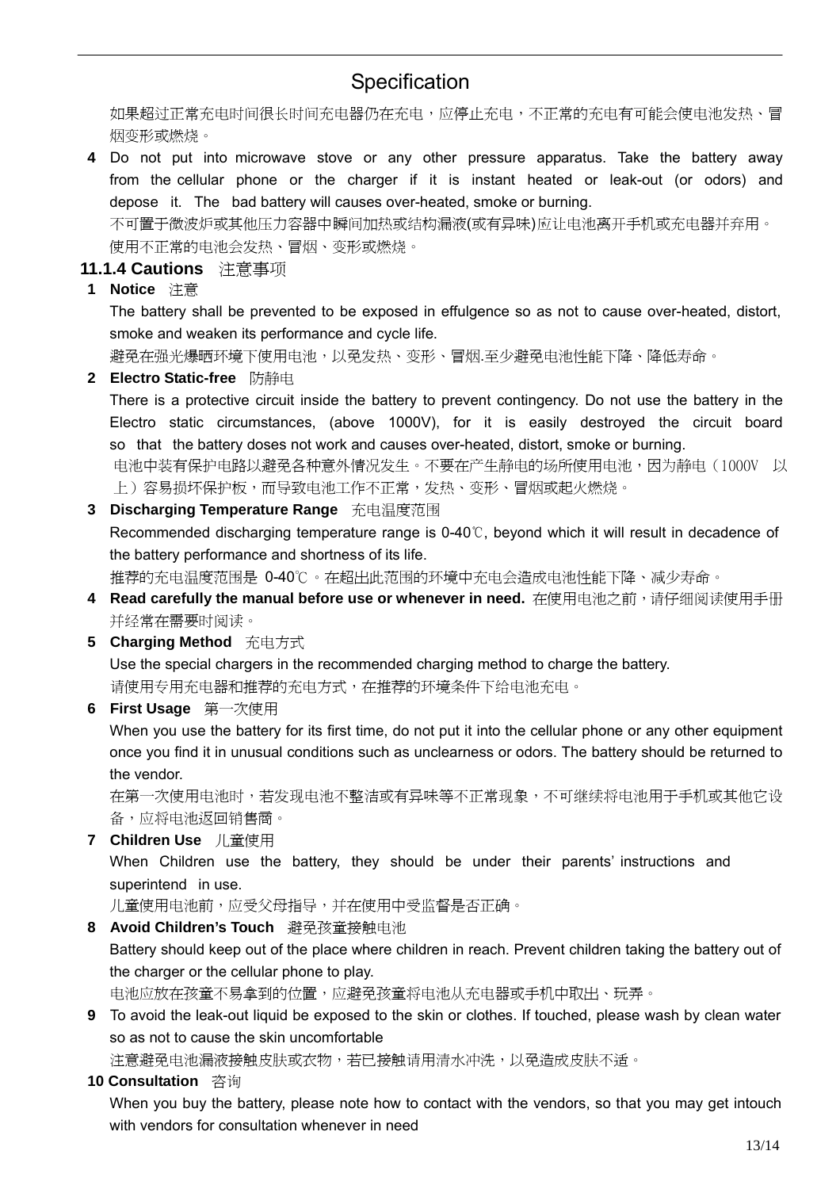# Specification

如果超过正常充电时间很长时间充电器仍在充电，应停止充电，不正常的充电有可能会使电池发热、冒烟变形或燃烧。

**4** Do not put into microwave stove or any other pressure apparatus. Take the battery away from the cellular phone or the charger if it is instant heated or leak-out (or odors) and depose it. The bad battery will causes over-heated, smoke or burning.

不可置于微波炉或其他压力容器中瞬间加热或结构漏液(或有异味)应让电池离开手机或充电器并弃用。使用不正常的电池会发热、冒烟、变形或燃烧。

### 11.1.4 Cautions 注意事项

**1 Notice** 注意

The battery shall be prevented to be exposed in effulgence so as not to cause over-heated, distort, smoke and weaken its performance and cycle life.

避免在强光爆晒环境下使用电池，以免发热、变形、冒烟.至少避免电池性能下降、降低寿命。

**2 Electro Static-free** 防静电

There is a protective circuit inside the battery to prevent contingency. Do not use the battery in the Electro static circumstances, (above 1000V), for it is easily destroyed the circuit board so that the battery doses not work and causes over-heated, distort, smoke or burning.

电池中装有保护电路以避免各种意外情况发生。不要在产生静电的场所使用电池，因为静电（1000V 以上）容易损坏保护板，而导致电池工作不正常，发热、变形、冒烟或起火燃烧。

**3 Discharging Temperature Range** 充电温度范围

Recommended discharging temperature range is 0-40℃, beyond which it will result in decadence of the battery performance and shortness of its life.

推荐的充电温度范围是 0-40℃。在超出此范围的环境中充电会造成电池性能下降、减少寿命。

**4 Read carefully the manual before use or whenever in need.** 在使用电池之前，请仔细阅读使用手册并经常在需要时阅读。

**5 Charging Method** 充电方式

Use the special chargers in the recommended charging method to charge the battery.

请使用专用充电器和推荐的充电方式，在推荐的环境条件下给电池充电。

**6 First Usage** 第一次使用

When you use the battery for its first time, do not put it into the cellular phone or any other equipment once you find it in unusual conditions such as unclearness or odors. The battery should be returned to the vendor.

在第一次使用电池时，若发现电池不整洁或有异味等不正常现象，不可继续将电池用于手机或其他它设备，应将电池返回销售商。

**7 Children Use** 儿童使用

When Children use the battery, they should be under their parents' instructions and superintend in use.

儿童使用电池前，应受父母指导，并在使用中受监督是否正确。

**8 Avoid Children's Touch** 避免孩童接触电池

Battery should keep out of the place where children in reach. Prevent children taking the battery out of the charger or the cellular phone to play.

电池应放在孩童不易拿到的位置，应避免孩童将电池从充电器或手机中取出、玩弄。

**9** To avoid the leak-out liquid be exposed to the skin or clothes. If touched, please wash by clean water so as not to cause the skin uncomfortable

注意避免电池漏液接触皮肤或衣物，若已接触请用清水冲洗，以免造成皮肤不适。

**10 Consultation** 咨询

When you buy the battery, please note how to contact with the vendors, so that you may get intouch with vendors for consultation whenever in need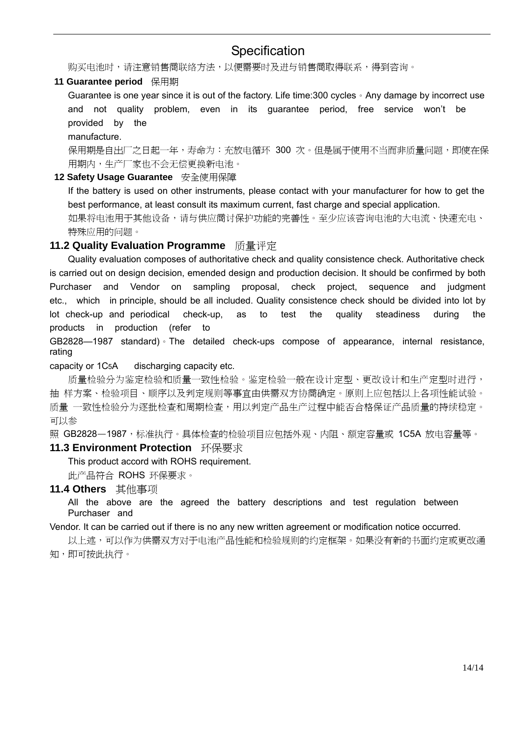# Specification

购买电池时，请注意销售商联络方法，以便需要时及进与销售商取得联系，得到咨询。

**11 Guarantee period** 保用期

Guarantee is one year since it is out of the factory. Life time:300 cycles。Any damage by incorrect use and not quality problem, even in its guarantee period, free service won't be provided by the manufacture.

保用期是自出厂之日起一年，寿命为：充放电循环 300 次。但是属于使用不当而非质量问题，即使在保用期内，生产厂家也不会无偿更换新电池。

**12 Safety Usage Guarantee** 安全使用保障

If the battery is used on other instruments, please contact with your manufacturer for how to get the best performance, at least consult its maximum current, fast charge and special application.

如果将电池用于其他设备，请与供应商讨保护功能的完善性。至少应该咨询电池的大电流、快速充电、特殊应用的问题。

## 11.2 Quality Evaluation Programme 质量评定

Quality evaluation composes of authoritative check and quality consistence check. Authoritative check is carried out on design decision, emended design and production decision. It should be confirmed by both Purchaser and Vendor on sampling proposal, check project, sequence and judgment etc., which in principle, should be all included. Quality consistence check should be divided into lot by lot check-up and periodical check-up, as to test the quality steadiness during the products in production (refer to GB2828—1987 standard)。The detailed check-ups compose of appearance, internal resistance, rating capacity or $1C_5A$ discharging capacity etc.

质量检验分为鉴定检验和质量一致性检验。鉴定检验一般在设计定型、更改设计和生产定型时进行，抽样方案、检验项目、顺序以及判定规则等事宜由供需双方协商确定。原则上应包括以上各项性能试验。质量一致性检验分为逐批检查和周期检查，用以判定产品生产过程中能否合格保证产品质量的持续稳定。可以参照 GB2828—1987，标准执行。具体检查的检验项目应包括外观、内阻、额定容量或 1C5A 放电容量等。

## 11.3 Environment Protection 环保要求

This product accord with ROHS requirement.

此产品符合 ROHS 环保要求。

## 11.4 Others 其他事项

All the above are the agreed the battery descriptions and test regulation between Purchaser and Vendor. It can be carried out if there is no any new written agreement or modification notice occurred.

以上述，可以作为供需双方对于电池产品性能和检验规则的约定框架。如果没有新的书面约定或更改通知，即可按此执行。